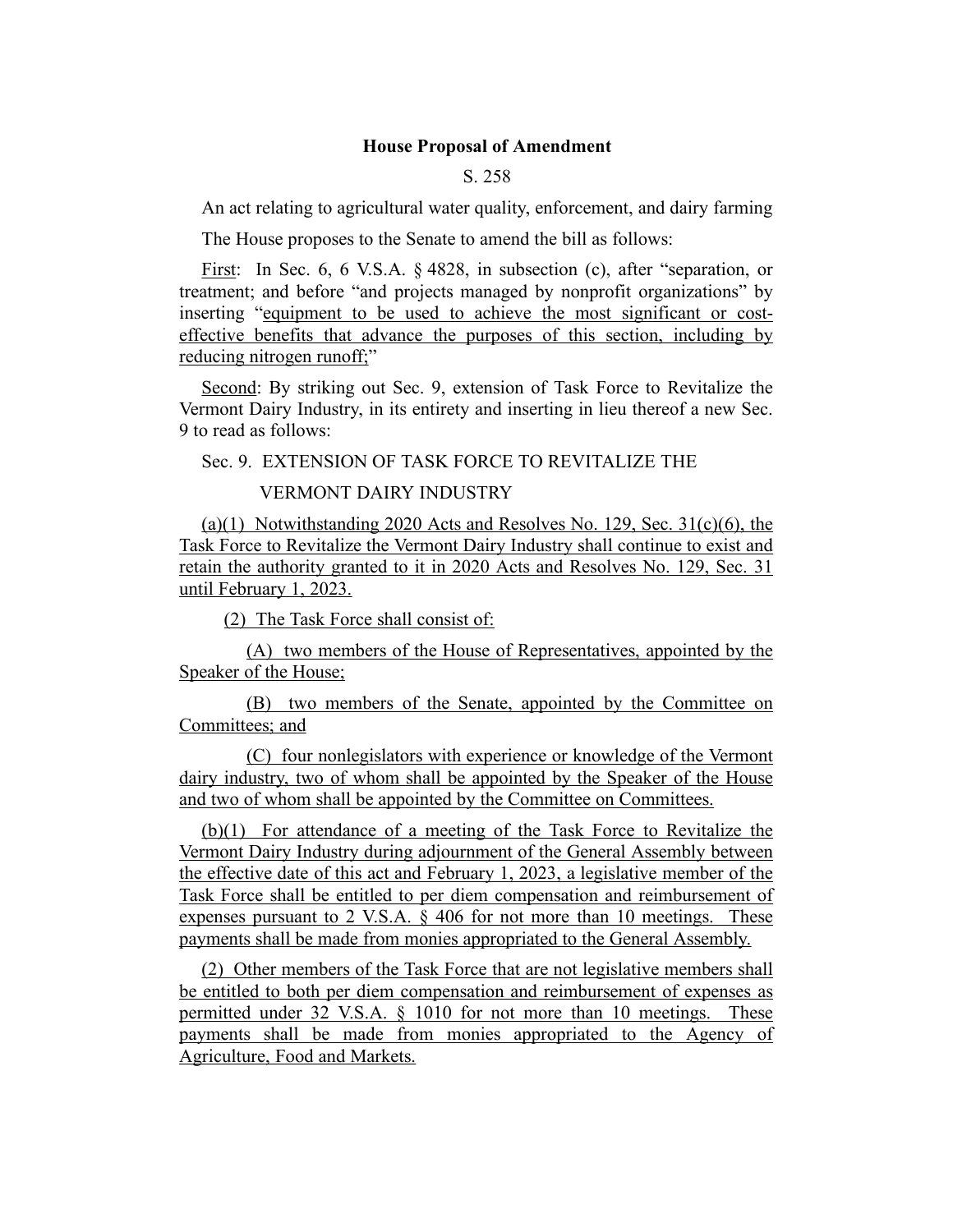**House Proposal of Amendment**

S. 258

An act relating to agricultural water quality, enforcement, and dairy farming

The House proposes to the Senate to amend the bill as follows:

First: In Sec. 6, 6 V.S.A. § 4828, in subsection (c), after "separation, or treatment; and before "and projects managed by nonprofit organizations" by inserting "equipment to be used to achieve the most significant or cost-effective benefits that advance the purposes of this section, including by reducing nitrogen runoff;"

Second: By striking out Sec. 9, extension of Task Force to Revitalize the Vermont Dairy Industry, in its entirety and inserting in lieu thereof a new Sec. 9 to read as follows:

Sec. 9. EXTENSION OF TASK FORCE TO REVITALIZE THE VERMONT DAIRY INDUSTRY

(a)(1) Notwithstanding 2020 Acts and Resolves No. 129, Sec. 31(c)(6), the Task Force to Revitalize the Vermont Dairy Industry shall continue to exist and retain the authority granted to it in 2020 Acts and Resolves No. 129, Sec. 31 until February 1, 2023.

(2) The Task Force shall consist of:

(A) two members of the House of Representatives, appointed by the Speaker of the House;

(B) two members of the Senate, appointed by the Committee on Committees; and

(C) four nonlegislators with experience or knowledge of the Vermont dairy industry, two of whom shall be appointed by the Speaker of the House and two of whom shall be appointed by the Committee on Committees.

(b)(1) For attendance of a meeting of the Task Force to Revitalize the Vermont Dairy Industry during adjournment of the General Assembly between the effective date of this act and February 1, 2023, a legislative member of the Task Force shall be entitled to per diem compensation and reimbursement of expenses pursuant to 2 V.S.A. § 406 for not more than 10 meetings. These payments shall be made from monies appropriated to the General Assembly.

(2) Other members of the Task Force that are not legislative members shall be entitled to both per diem compensation and reimbursement of expenses as permitted under 32 V.S.A. § 1010 for not more than 10 meetings. These payments shall be made from monies appropriated to the Agency of Agriculture, Food and Markets.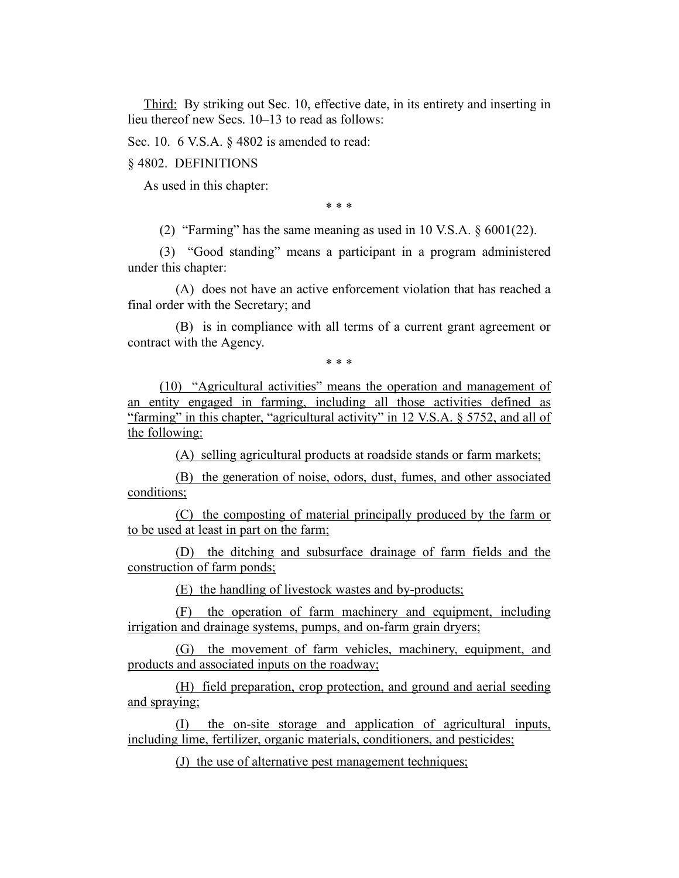Third: By striking out Sec. 10, effective date, in its entirety and inserting in lieu thereof new Secs. 10–13 to read as follows:

Sec. 10. 6 V.S.A. § 4802 is amended to read:

§ 4802. DEFINITIONS

As used in this chapter:

\* \* \*

(2) "Farming" has the same meaning as used in 10 V.S.A. § 6001(22).

(3) "Good standing" means a participant in a program administered under this chapter:

(A) does not have an active enforcement violation that has reached a final order with the Secretary; and

(B) is in compliance with all terms of a current grant agreement or contract with the Agency.

\* \* \*

<u>(10) "Agricultural activities" means the operation and management of an entity engaged in farming, including all those activities defined as "farming" in this chapter, "agricultural activity" in 12 V.S.A. § 5752, and all of the following:</u>

<u>(A) selling agricultural products at roadside stands or farm markets;</u>

<u>(B) the generation of noise, odors, dust, fumes, and other associated conditions;</u>

<u>(C) the composting of material principally produced by the farm or to be used at least in part on the farm;</u>

<u>(D) the ditching and subsurface drainage of farm fields and the construction of farm ponds;</u>

<u>(E) the handling of livestock wastes and by-products;</u>

<u>(F) the operation of farm machinery and equipment, including irrigation and drainage systems, pumps, and on-farm grain dryers;</u>

<u>(G) the movement of farm vehicles, machinery, equipment, and products and associated inputs on the roadway;</u>

<u>(H) field preparation, crop protection, and ground and aerial seeding and spraying;</u>

<u>(I) the on-site storage and application of agricultural inputs, including lime, fertilizer, organic materials, conditioners, and pesticides;</u>

<u>(J) the use of alternative pest management techniques;</u>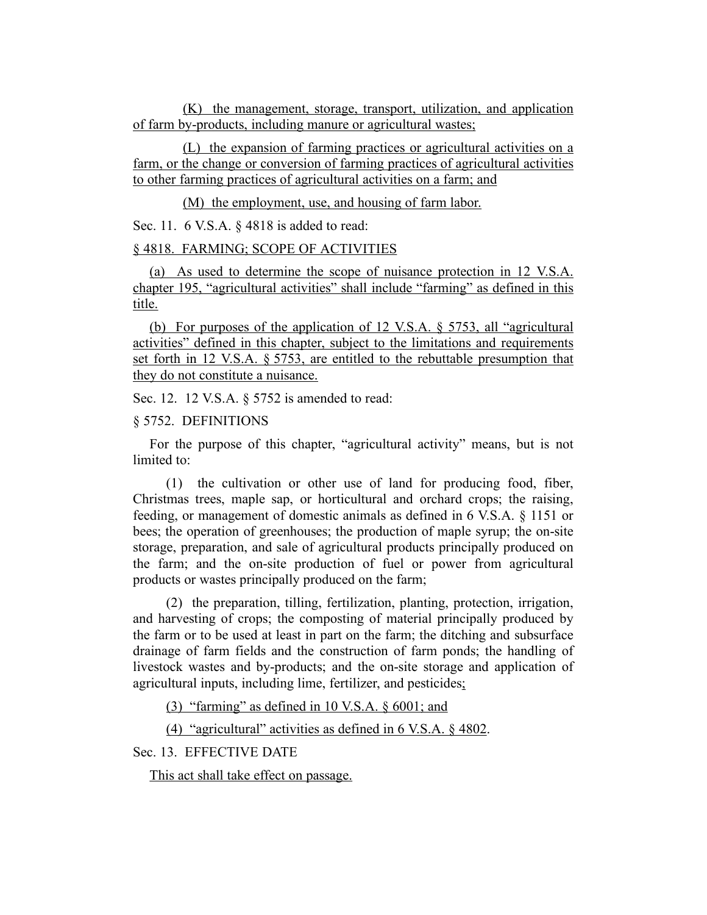(K) the management, storage, transport, utilization, and application of farm by-products, including manure or agricultural wastes;

(L) the expansion of farming practices or agricultural activities on a farm, or the change or conversion of farming practices of agricultural activities to other farming practices of agricultural activities on a farm; and

(M) the employment, use, and housing of farm labor.

Sec. 11. 6 V.S.A. § 4818 is added to read:

§ 4818. FARMING; SCOPE OF ACTIVITIES

(a) As used to determine the scope of nuisance protection in 12 V.S.A. chapter 195, "agricultural activities" shall include "farming" as defined in this title.

(b) For purposes of the application of 12 V.S.A. § 5753, all "agricultural activities" defined in this chapter, subject to the limitations and requirements set forth in 12 V.S.A. § 5753, are entitled to the rebuttable presumption that they do not constitute a nuisance.

Sec. 12. 12 V.S.A. § 5752 is amended to read:

§ 5752. DEFINITIONS

For the purpose of this chapter, "agricultural activity" means, but is not limited to:

(1) the cultivation or other use of land for producing food, fiber, Christmas trees, maple sap, or horticultural and orchard crops; the raising, feeding, or management of domestic animals as defined in 6 V.S.A. § 1151 or bees; the operation of greenhouses; the production of maple syrup; the on-site storage, preparation, and sale of agricultural products principally produced on the farm; and the on-site production of fuel or power from agricultural products or wastes principally produced on the farm;

(2) the preparation, tilling, fertilization, planting, protection, irrigation, and harvesting of crops; the composting of material principally produced by the farm or to be used at least in part on the farm; the ditching and subsurface drainage of farm fields and the construction of farm ponds; the handling of livestock wastes and by-products; and the on-site storage and application of agricultural inputs, including lime, fertilizer, and pesticides;

(3) "farming" as defined in 10 V.S.A. § 6001; and

(4) "agricultural" activities as defined in 6 V.S.A. § 4802.

Sec. 13. EFFECTIVE DATE

This act shall take effect on passage.